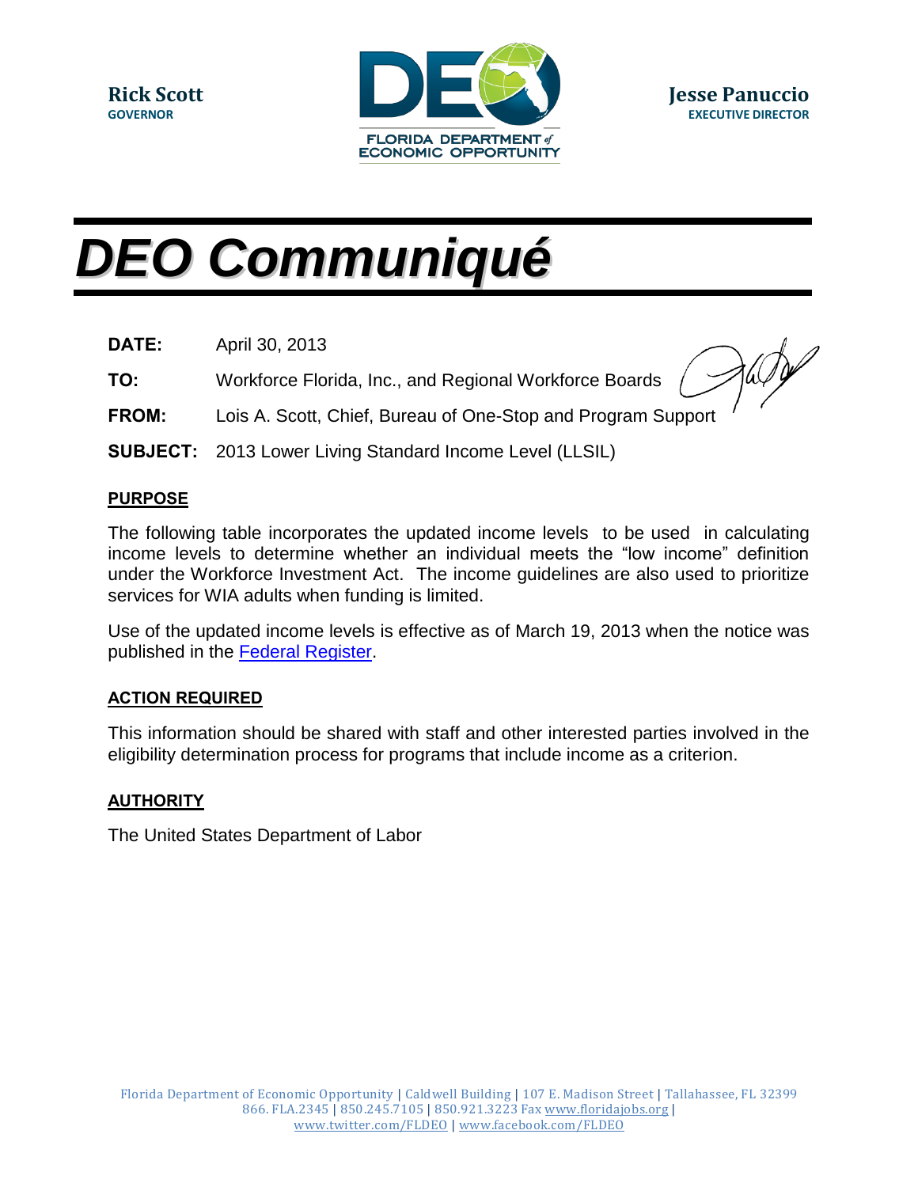**Rick Scott**
**GOVERNOR**

FLORIDA DEPARTMENT of ECONOMIC OPPORTUNITY

**Jesse Panuccio**
**EXECUTIVE DIRECTOR**

# *DEO Communiqué*

**DATE:** April 30, 2013

**TO:** Workforce Florida, Inc., and Regional Workforce Boards

**FROM:** Lois A. Scott, Chief, Bureau of One-Stop and Program Support

**SUBJECT:** 2013 Lower Living Standard Income Level (LLSIL)

## PURPOSE

The following table incorporates the updated income levels to be used in calculating income levels to determine whether an individual meets the "low income" definition under the Workforce Investment Act. The income guidelines are also used to prioritize services for WIA adults when funding is limited.

Use of the updated income levels is effective as of March 19, 2013 when the notice was published in the Federal Register.

## ACTION REQUIRED

This information should be shared with staff and other interested parties involved in the eligibility determination process for programs that include income as a criterion.

## AUTHORITY

The United States Department of Labor

Florida Department of Economic Opportunity | Caldwell Building | 107 E. Madison Street | Tallahassee, FL 32399
866. FLA.2345 | 850.245.7105 | 850.921.3223 Fax www.floridajobs.org |
www.twitter.com/FLDEO | www.facebook.com/FLDEO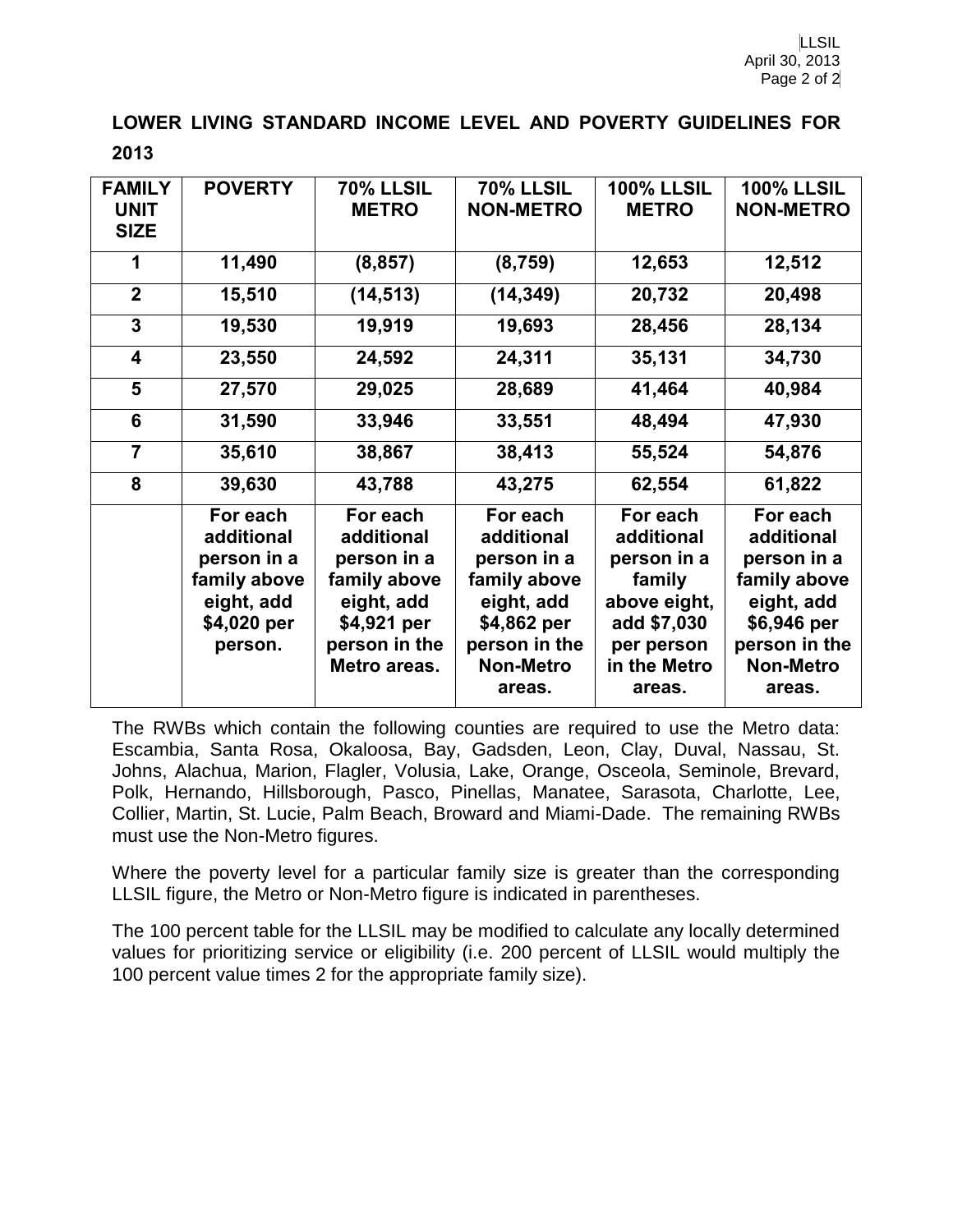**LOWER LIVING STANDARD INCOME LEVEL AND POVERTY GUIDELINES FOR 2013**

| FAMILY UNIT SIZE | POVERTY | 70% LLSIL METRO | 70% LLSIL NON-METRO | 100% LLSIL METRO | 100% LLSIL NON-METRO |
|---|---|---|---|---|---|
| 1 | 11,490 | (8,857) | (8,759) | 12,653 | 12,512 |
| 2 | 15,510 | (14,513) | (14,349) | 20,732 | 20,498 |
| 3 | 19,530 | 19,919 | 19,693 | 28,456 | 28,134 |
| 4 | 23,550 | 24,592 | 24,311 | 35,131 | 34,730 |
| 5 | 27,570 | 29,025 | 28,689 | 41,464 | 40,984 |
| 6 | 31,590 | 33,946 | 33,551 | 48,494 | 47,930 |
| 7 | 35,610 | 38,867 | 38,413 | 55,524 | 54,876 |
| 8 | 39,630 | 43,788 | 43,275 | 62,554 | 61,822 |
| | For each additional person in a family above eight, add $4,020 per person. | For each additional person in a family above eight, add $4,921 per person in the Metro areas. | For each additional person in a family above eight, add $4,862 per person in the Non-Metro areas. | For each additional person in a family above eight, add $7,030 per person in the Metro areas. | For each additional person in a family above eight, add $6,946 per person in the Non-Metro areas. |

The RWBs which contain the following counties are required to use the Metro data: Escambia, Santa Rosa, Okaloosa, Bay, Gadsden, Leon, Clay, Duval, Nassau, St. Johns, Alachua, Marion, Flagler, Volusia, Lake, Orange, Osceola, Seminole, Brevard, Polk, Hernando, Hillsborough, Pasco, Pinellas, Manatee, Sarasota, Charlotte, Lee, Collier, Martin, St. Lucie, Palm Beach, Broward and Miami-Dade. The remaining RWBs must use the Non-Metro figures.

Where the poverty level for a particular family size is greater than the corresponding LLSIL figure, the Metro or Non-Metro figure is indicated in parentheses.

The 100 percent table for the LLSIL may be modified to calculate any locally determined values for prioritizing service or eligibility (i.e. 200 percent of LLSIL would multiply the 100 percent value times 2 for the appropriate family size).